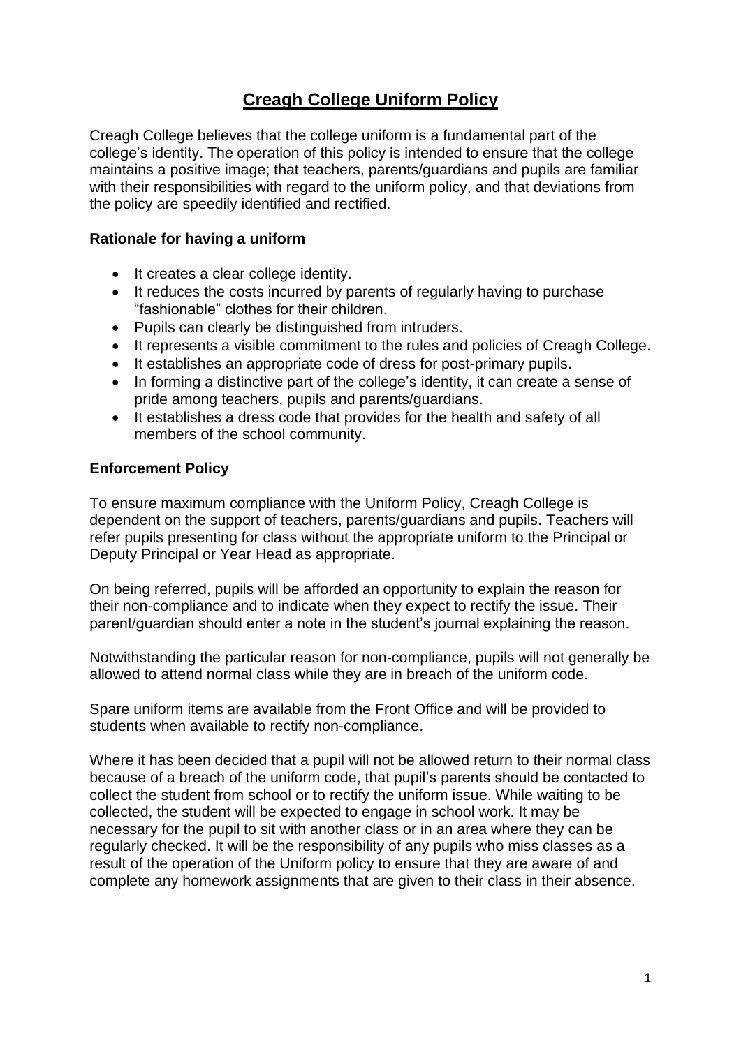# Creagh College Uniform Policy

Creagh College believes that the college uniform is a fundamental part of the college's identity. The operation of this policy is intended to ensure that the college maintains a positive image; that teachers, parents/guardians and pupils are familiar with their responsibilities with regard to the uniform policy, and that deviations from the policy are speedily identified and rectified.

### Rationale for having a uniform

- It creates a clear college identity.
- It reduces the costs incurred by parents of regularly having to purchase "fashionable" clothes for their children.
- Pupils can clearly be distinguished from intruders.
- It represents a visible commitment to the rules and policies of Creagh College.
- It establishes an appropriate code of dress for post-primary pupils.
- In forming a distinctive part of the college's identity, it can create a sense of pride among teachers, pupils and parents/guardians.
- It establishes a dress code that provides for the health and safety of all members of the school community.

### Enforcement Policy

To ensure maximum compliance with the Uniform Policy, Creagh College is dependent on the support of teachers, parents/guardians and pupils. Teachers will refer pupils presenting for class without the appropriate uniform to the Principal or Deputy Principal or Year Head as appropriate.

On being referred, pupils will be afforded an opportunity to explain the reason for their non-compliance and to indicate when they expect to rectify the issue. Their parent/guardian should enter a note in the student's journal explaining the reason.

Notwithstanding the particular reason for non-compliance, pupils will not generally be allowed to attend normal class while they are in breach of the uniform code.

Spare uniform items are available from the Front Office and will be provided to students when available to rectify non-compliance.

Where it has been decided that a pupil will not be allowed return to their normal class because of a breach of the uniform code, that pupil's parents should be contacted to collect the student from school or to rectify the uniform issue. While waiting to be collected, the student will be expected to engage in school work. It may be necessary for the pupil to sit with another class or in an area where they can be regularly checked. It will be the responsibility of any pupils who miss classes as a result of the operation of the Uniform policy to ensure that they are aware of and complete any homework assignments that are given to their class in their absence.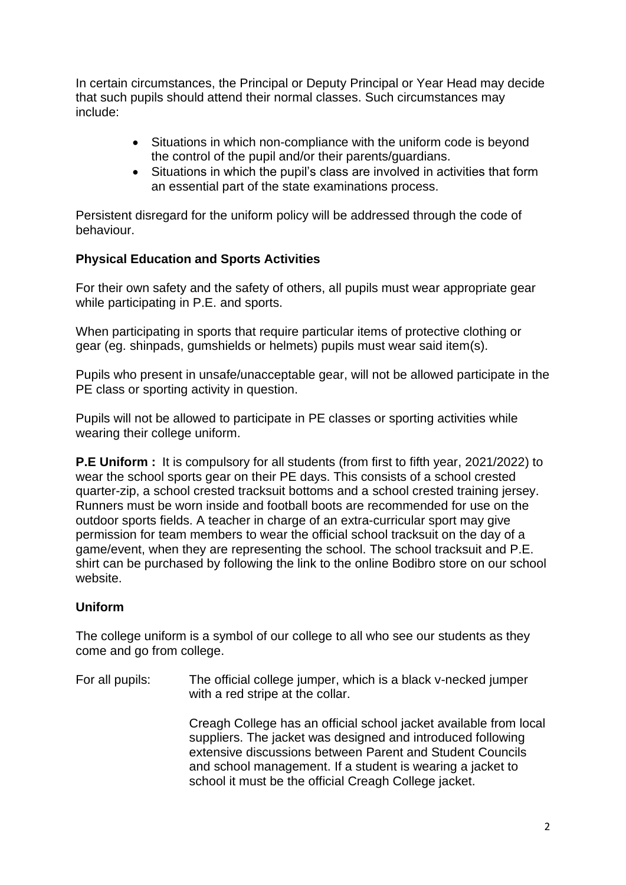In certain circumstances, the Principal or Deputy Principal or Year Head may decide that such pupils should attend their normal classes. Such circumstances may include:

- Situations in which non-compliance with the uniform code is beyond the control of the pupil and/or their parents/guardians.
- Situations in which the pupil's class are involved in activities that form an essential part of the state examinations process.

Persistent disregard for the uniform policy will be addressed through the code of behaviour.

**Physical Education and Sports Activities**

For their own safety and the safety of others, all pupils must wear appropriate gear while participating in P.E. and sports.

When participating in sports that require particular items of protective clothing or gear (eg. shinpads, gumshields or helmets) pupils must wear said item(s).

Pupils who present in unsafe/unacceptable gear, will not be allowed participate in the PE class or sporting activity in question.

Pupils will not be allowed to participate in PE classes or sporting activities while wearing their college uniform.

**P.E Uniform :** It is compulsory for all students (from first to fifth year, 2021/2022) to wear the school sports gear on their PE days. This consists of a school crested quarter-zip, a school crested tracksuit bottoms and a school crested training jersey. Runners must be worn inside and football boots are recommended for use on the outdoor sports fields. A teacher in charge of an extra-curricular sport may give permission for team members to wear the official school tracksuit on the day of a game/event, when they are representing the school. The school tracksuit and P.E. shirt can be purchased by following the link to the online Bodibro store on our school website.

**Uniform**

The college uniform is a symbol of our college to all who see our students as they come and go from college.

For all pupils: The official college jumper, which is a black v-necked jumper with a red stripe at the collar.

Creagh College has an official school jacket available from local suppliers. The jacket was designed and introduced following extensive discussions between Parent and Student Councils and school management. If a student is wearing a jacket to school it must be the official Creagh College jacket.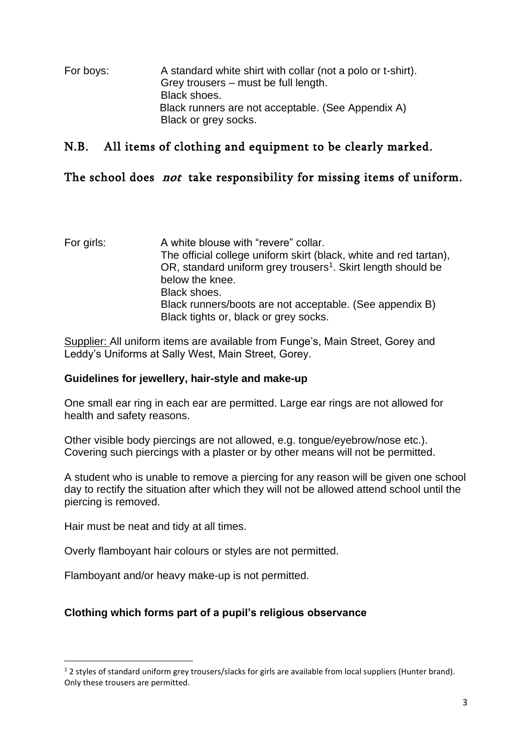For boys: A standard white shirt with collar (not a polo or t-shirt).
Grey trousers – must be full length.
Black shoes.
Black runners are not acceptable. (See Appendix A)
Black or grey socks.

**N.B. All items of clothing and equipment to be clearly marked.**

**The school does *not* take responsibility for missing items of uniform.**

For girls: A white blouse with "revere" collar.
The official college uniform skirt (black, white and red tartan), OR, standard uniform grey trousers[1]. Skirt length should be below the knee.
Black shoes.
Black runners/boots are not acceptable. (See appendix B)
Black tights or, black or grey socks.

Supplier: All uniform items are available from Funge's, Main Street, Gorey and Leddy's Uniforms at Sally West, Main Street, Gorey.

**Guidelines for jewellery, hair-style and make-up**

One small ear ring in each ear are permitted. Large ear rings are not allowed for health and safety reasons.

Other visible body piercings are not allowed, e.g. tongue/eyebrow/nose etc.). Covering such piercings with a plaster or by other means will not be permitted.

A student who is unable to remove a piercing for any reason will be given one school day to rectify the situation after which they will not be allowed attend school until the piercing is removed.

Hair must be neat and tidy at all times.

Overly flamboyant hair colours or styles are not permitted.

Flamboyant and/or heavy make-up is not permitted.

**Clothing which forms part of a pupil's religious observance**

[1] 2 styles of standard uniform grey trousers/slacks for girls are available from local suppliers (Hunter brand). Only these trousers are permitted.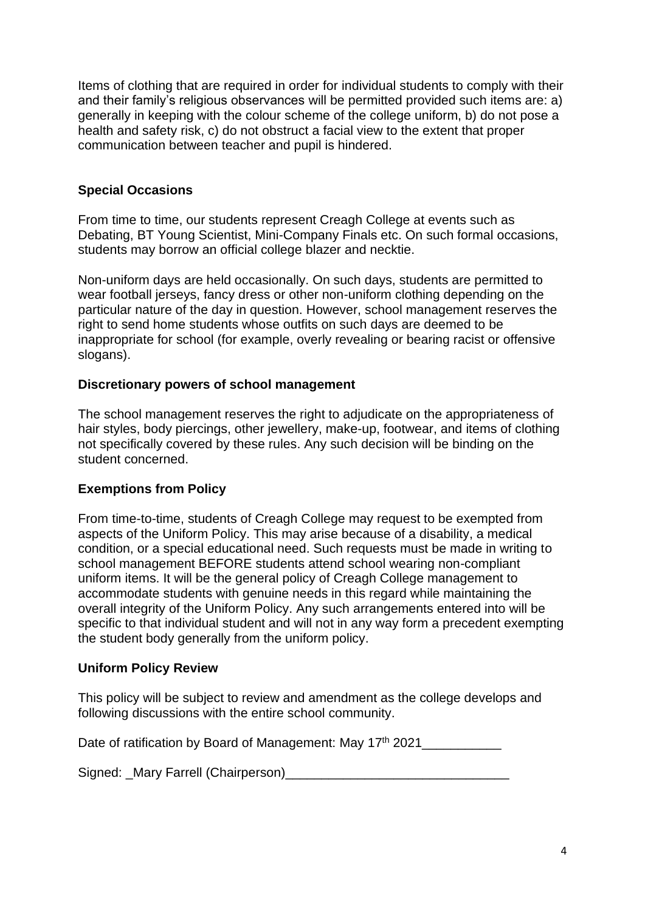Items of clothing that are required in order for individual students to comply with their and their family's religious observances will be permitted provided such items are: a) generally in keeping with the colour scheme of the college uniform, b) do not pose a health and safety risk, c) do not obstruct a facial view to the extent that proper communication between teacher and pupil is hindered.

**Special Occasions**

From time to time, our students represent Creagh College at events such as Debating, BT Young Scientist, Mini-Company Finals etc. On such formal occasions, students may borrow an official college blazer and necktie.

Non-uniform days are held occasionally. On such days, students are permitted to wear football jerseys, fancy dress or other non-uniform clothing depending on the particular nature of the day in question. However, school management reserves the right to send home students whose outfits on such days are deemed to be inappropriate for school (for example, overly revealing or bearing racist or offensive slogans).

**Discretionary powers of school management**

The school management reserves the right to adjudicate on the appropriateness of hair styles, body piercings, other jewellery, make-up, footwear, and items of clothing not specifically covered by these rules. Any such decision will be binding on the student concerned.

**Exemptions from Policy**

From time-to-time, students of Creagh College may request to be exempted from aspects of the Uniform Policy. This may arise because of a disability, a medical condition, or a special educational need. Such requests must be made in writing to school management BEFORE students attend school wearing non-compliant uniform items. It will be the general policy of Creagh College management to accommodate students with genuine needs in this regard while maintaining the overall integrity of the Uniform Policy. Any such arrangements entered into will be specific to that individual student and will not in any way form a precedent exempting the student body generally from the uniform policy.

**Uniform Policy Review**

This policy will be subject to review and amendment as the college develops and following discussions with the entire school community.

Date of ratification by Board of Management: May 17th 2021___________

Signed: _Mary Farrell (Chairperson)_______________________________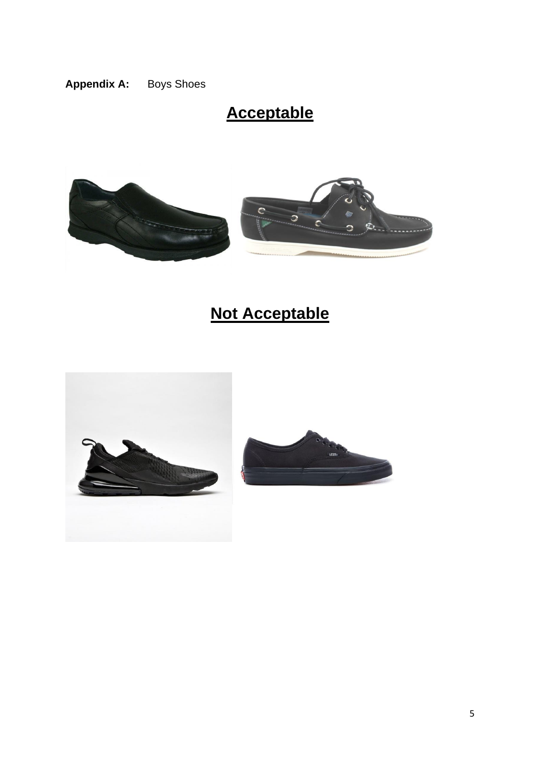**Appendix A:** Boys Shoes

## Acceptable

## Not Acceptable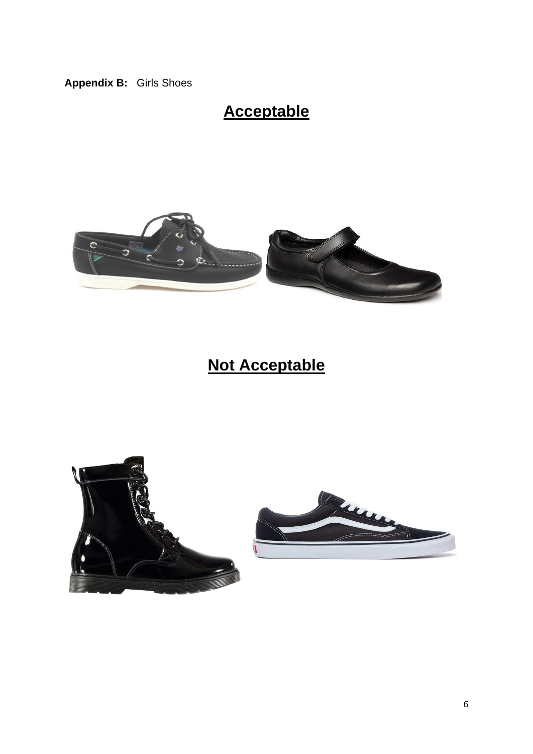**Appendix B:** Girls Shoes

## Acceptable

## Not Acceptable